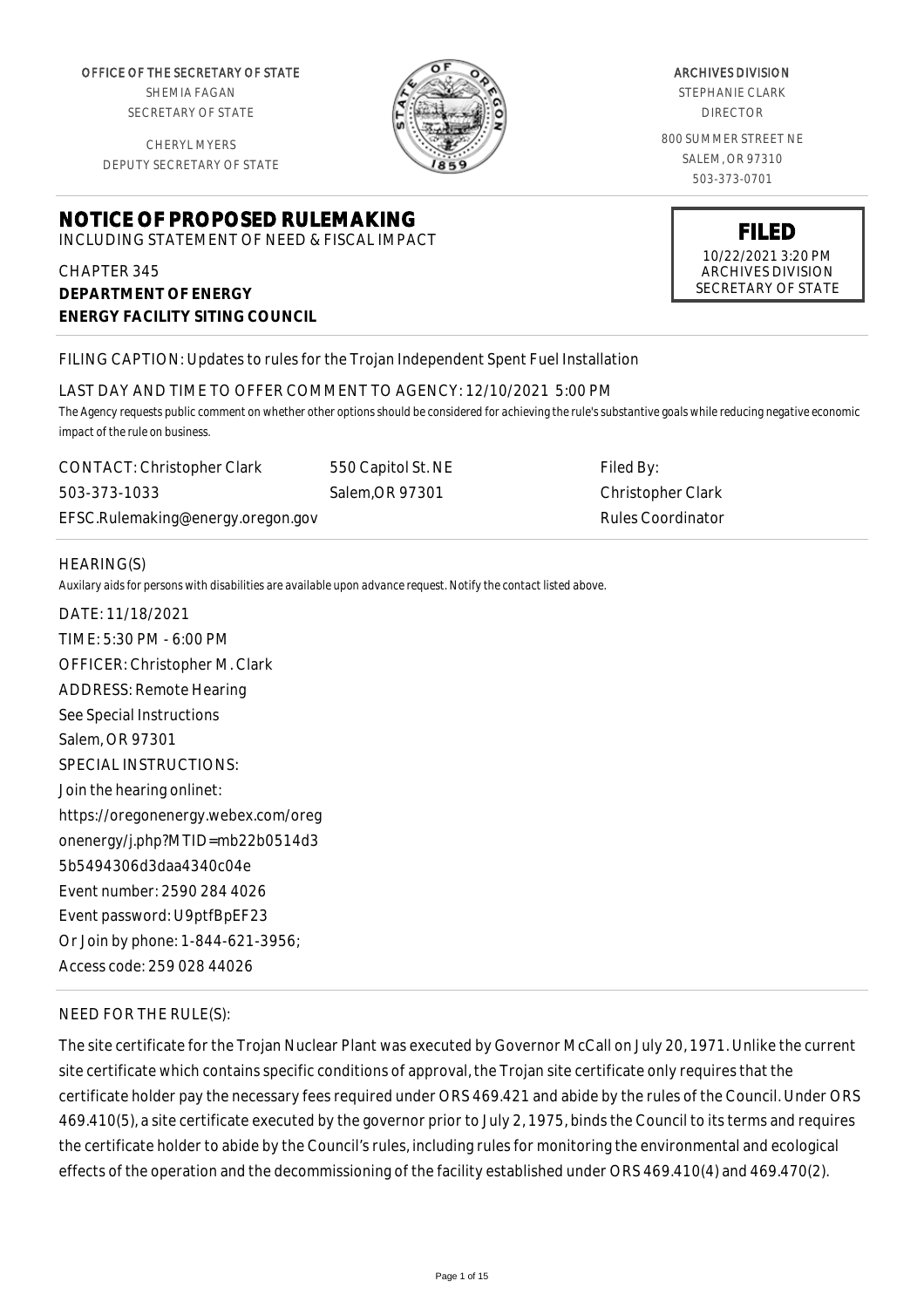OFFICE OF THE SECRETARY OF STATE
SHEMIA FAGAN
SECRETARY OF STATE

CHERYL MYERS
DEPUTY SECRETARY OF STATE

ARCHIVES DIVISION
STEPHANIE CLARK
DIRECTOR

800 SUMMER STREET NE
SALEM, OR 97310
503-373-0701

**FILED**
10/22/2021 3:20 PM
ARCHIVES DIVISION
SECRETARY OF STATE

# NOTICE OF PROPOSED RULEMAKING

INCLUDING STATEMENT OF NEED & FISCAL IMPACT

CHAPTER 345
**DEPARTMENT OF ENERGY**
**ENERGY FACILITY SITING COUNCIL**

FILING CAPTION: Updates to rules for the Trojan Independent Spent Fuel Installation

LAST DAY AND TIME TO OFFER COMMENT TO AGENCY: 12/10/2021 5:00 PM

*The Agency requests public comment on whether other options should be considered for achieving the rule's substantive goals while reducing negative economic impact of the rule on business.*

| | | |
|---|---|---|
| CONTACT: Christopher Clark | 550 Capitol St. NE | Filed By: |
| 503-373-1033 | Salem,OR 97301 | Christopher Clark |
| EFSC.Rulemaking@energy.oregon.gov | | Rules Coordinator |

HEARING(S)

*Auxilary aids for persons with disabilities are available upon advance request. Notify the contact listed above.*

DATE: 11/18/2021
TIME: 5:30 PM - 6:00 PM
OFFICER: Christopher M. Clark
ADDRESS: Remote Hearing
See Special Instructions
Salem, OR 97301
SPECIAL INSTRUCTIONS:
Join the hearing onlinet:
https://oregonenergy.webex.com/oregonenergy/j.php?MTID=mb22b0514d35b5494306d3daa4340c04e
Event number: 2590 284 4026
Event password: U9ptfBpEF23
Or Join by phone: 1-844-621-3956;
Access code: 259 028 44026

NEED FOR THE RULE(S):

The site certificate for the Trojan Nuclear Plant was executed by Governor McCall on July 20, 1971. Unlike the current site certificate which contains specific conditions of approval, the Trojan site certificate only requires that the certificate holder pay the necessary fees required under ORS 469.421 and abide by the rules of the Council. Under ORS 469.410(5), a site certificate executed by the governor prior to July 2, 1975, binds the Council to its terms and requires the certificate holder to abide by the Council's rules, including rules for monitoring the environmental and ecological effects of the operation and the decommissioning of the facility established under ORS 469.410(4) and 469.470(2).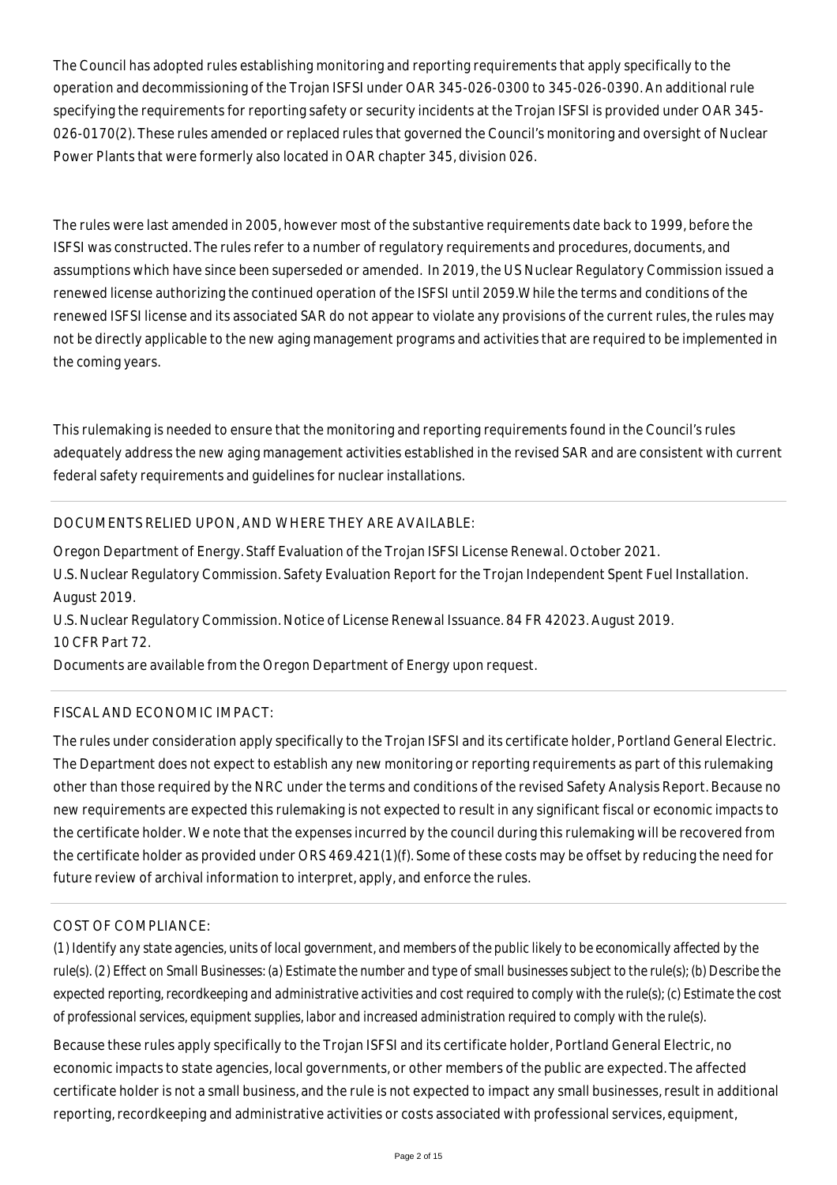The Council has adopted rules establishing monitoring and reporting requirements that apply specifically to the operation and decommissioning of the Trojan ISFSI under OAR 345-026-0300 to 345-026-0390. An additional rule specifying the requirements for reporting safety or security incidents at the Trojan ISFSI is provided under OAR 345-026-0170(2). These rules amended or replaced rules that governed the Council's monitoring and oversight of Nuclear Power Plants that were formerly also located in OAR chapter 345, division 026.

The rules were last amended in 2005, however most of the substantive requirements date back to 1999, before the ISFSI was constructed. The rules refer to a number of regulatory requirements and procedures, documents, and assumptions which have since been superseded or amended. In 2019, the US Nuclear Regulatory Commission issued a renewed license authorizing the continued operation of the ISFSI until 2059.While the terms and conditions of the renewed ISFSI license and its associated SAR do not appear to violate any provisions of the current rules, the rules may not be directly applicable to the new aging management programs and activities that are required to be implemented in the coming years.

This rulemaking is needed to ensure that the monitoring and reporting requirements found in the Council's rules adequately address the new aging management activities established in the revised SAR and are consistent with current federal safety requirements and guidelines for nuclear installations.

DOCUMENTS RELIED UPON, AND WHERE THEY ARE AVAILABLE:

Oregon Department of Energy. Staff Evaluation of the Trojan ISFSI License Renewal. October 2021.
U.S. Nuclear Regulatory Commission. Safety Evaluation Report for the Trojan Independent Spent Fuel Installation. August 2019.
U.S. Nuclear Regulatory Commission. Notice of License Renewal Issuance. 84 FR 42023. August 2019.
10 CFR Part 72.
Documents are available from the Oregon Department of Energy upon request.

FISCAL AND ECONOMIC IMPACT:

The rules under consideration apply specifically to the Trojan ISFSI and its certificate holder, Portland General Electric. The Department does not expect to establish any new monitoring or reporting requirements as part of this rulemaking other than those required by the NRC under the terms and conditions of the revised Safety Analysis Report. Because no new requirements are expected this rulemaking is not expected to result in any significant fiscal or economic impacts to the certificate holder. We note that the expenses incurred by the council during this rulemaking will be recovered from the certificate holder as provided under ORS 469.421(1)(f). Some of these costs may be offset by reducing the need for future review of archival information to interpret, apply, and enforce the rules.

COST OF COMPLIANCE:

*(1) Identify any state agencies, units of local government, and members of the public likely to be economically affected by the rule(s). (2) Effect on Small Businesses: (a) Estimate the number and type of small businesses subject to the rule(s); (b) Describe the expected reporting, recordkeeping and administrative activities and cost required to comply with the rule(s); (c) Estimate the cost of professional services, equipment supplies, labor and increased administration required to comply with the rule(s).*

Because these rules apply specifically to the Trojan ISFSI and its certificate holder, Portland General Electric, no economic impacts to state agencies, local governments, or other members of the public are expected. The affected certificate holder is not a small business, and the rule is not expected to impact any small businesses, result in additional reporting, recordkeeping and administrative activities or costs associated with professional services, equipment,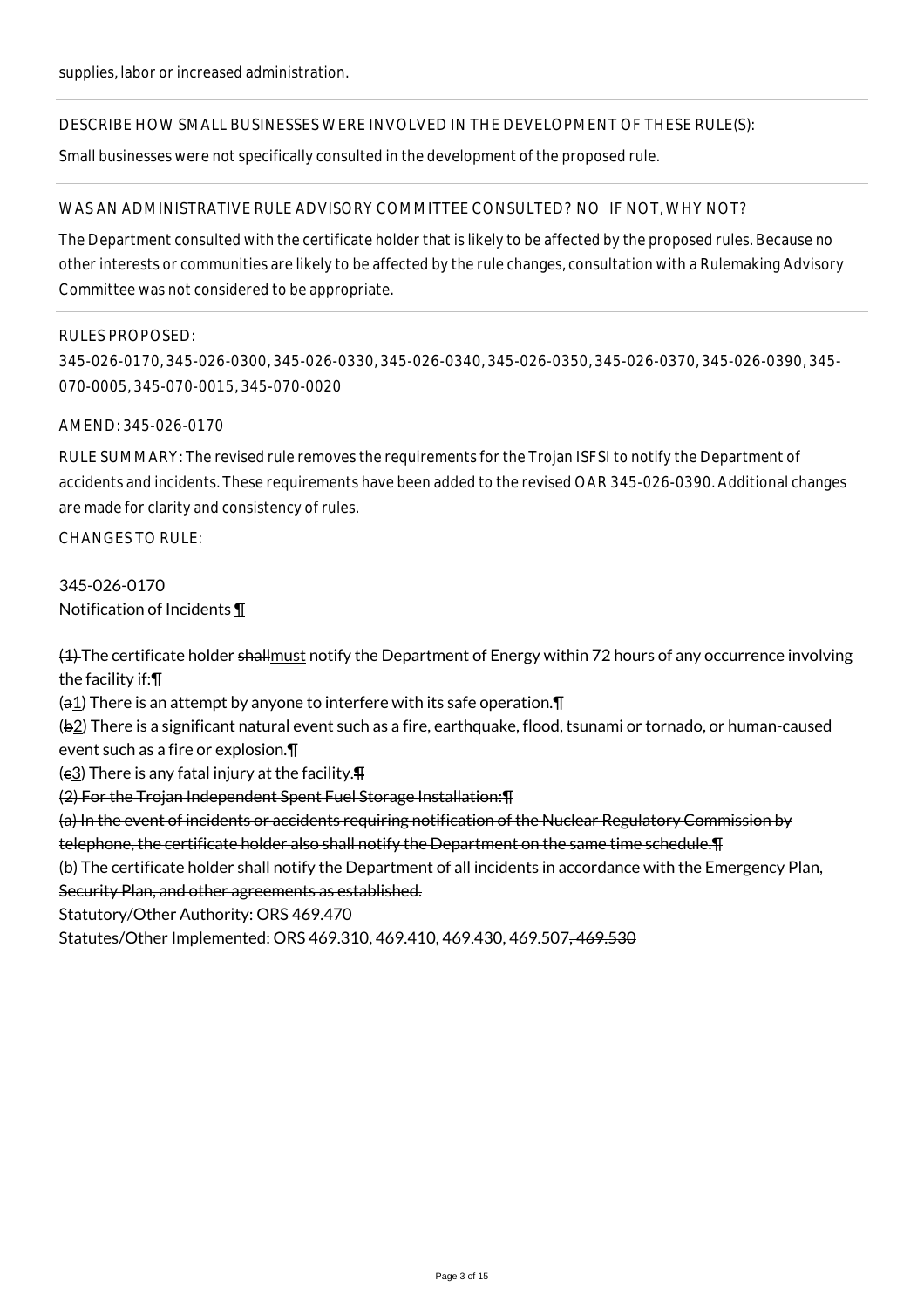supplies, labor or increased administration.

DESCRIBE HOW SMALL BUSINESSES WERE INVOLVED IN THE DEVELOPMENT OF THESE RULE(S):

Small businesses were not specifically consulted in the development of the proposed rule.

WAS AN ADMINISTRATIVE RULE ADVISORY COMMITTEE CONSULTED? NO IF NOT, WHY NOT?

The Department consulted with the certificate holder that is likely to be affected by the proposed rules. Because no other interests or communities are likely to be affected by the rule changes, consultation with a Rulemaking Advisory Committee was not considered to be appropriate.

RULES PROPOSED:

345-026-0170, 345-026-0300, 345-026-0330, 345-026-0340, 345-026-0350, 345-026-0370, 345-026-0390, 345-070-0005, 345-070-0015, 345-070-0020

AMEND: 345-026-0170

RULE SUMMARY: The revised rule removes the requirements for the Trojan ISFSI to notify the Department of accidents and incidents. These requirements have been added to the revised OAR 345-026-0390. Additional changes are made for clarity and consistency of rules.

CHANGES TO RULE:

345-026-0170
Notification of Incidents ¶

~~(1)~~ The certificate holder ~~shall~~must notify the Department of Energy within 72 hours of any occurrence involving the facility if:¶
(~~a~~1) There is an attempt by anyone to interfere with its safe operation.¶
(~~b~~2) There is a significant natural event such as a fire, earthquake, flood, tsunami or tornado, or human-caused event such as a fire or explosion.¶
(~~c~~3) There is any fatal injury at the facility.~~¶~~
~~(2) For the Trojan Independent Spent Fuel Storage Installation:¶~~
~~(a) In the event of incidents or accidents requiring notification of the Nuclear Regulatory Commission by telephone, the certificate holder also shall notify the Department on the same time schedule.¶~~
~~(b) The certificate holder shall notify the Department of all incidents in accordance with the Emergency Plan, Security Plan, and other agreements as established.~~
Statutory/Other Authority: ORS 469.470
Statutes/Other Implemented: ORS 469.310, 469.410, 469.430, 469.507~~, 469.530~~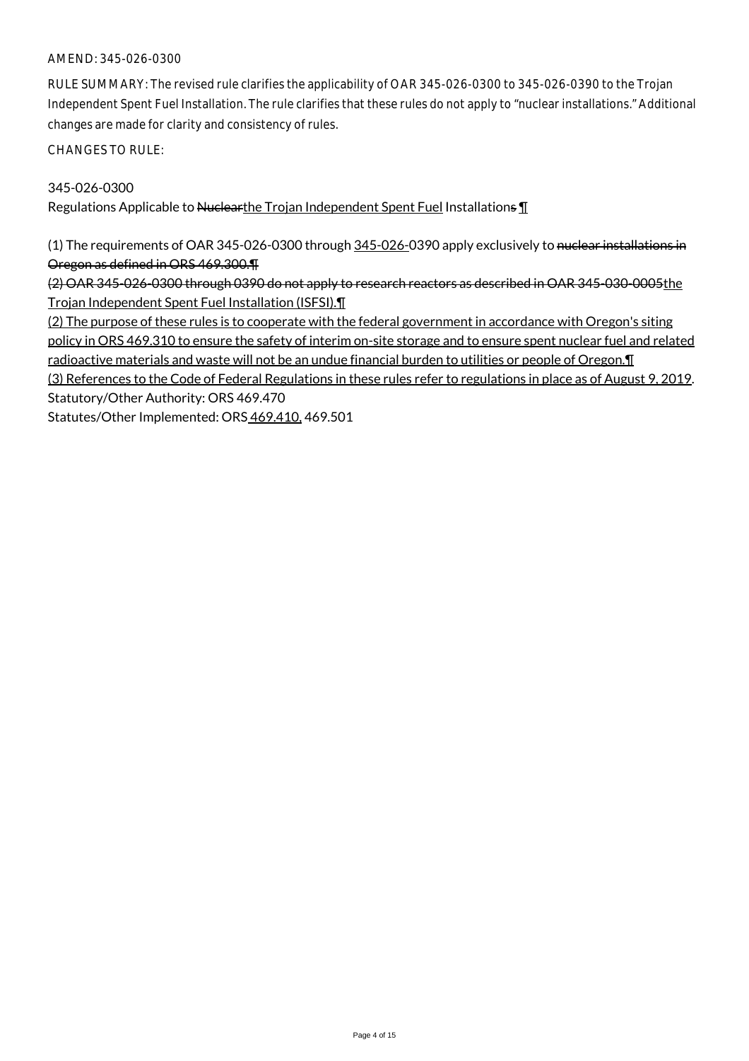AMEND: 345-026-0300

RULE SUMMARY: The revised rule clarifies the applicability of OAR 345-026-0300 to 345-026-0390 to the Trojan Independent Spent Fuel Installation. The rule clarifies that these rules do not apply to "nuclear installations." Additional changes are made for clarity and consistency of rules.

CHANGES TO RULE:

345-026-0300

Regulations Applicable to ~~Nuclear~~<u>the Trojan Independent Spent Fuel</u> Installation~~s~~ ¶

(1) The requirements of OAR 345-026-0300 through <u>345-026-</u>0390 apply exclusively to ~~nuclear installations in Oregon as defined in ORS 469.300.¶~~
~~(2) OAR 345-026-0300 through 0390 do not apply to research reactors as described in OAR 345-030-0005~~<u>the Trojan Independent Spent Fuel Installation (ISFSI).¶</u>
<u>(2) The purpose of these rules is to cooperate with the federal government in accordance with Oregon's siting policy in ORS 469.310 to ensure the safety of interim on-site storage and to ensure spent nuclear fuel and related radioactive materials and waste will not be an undue financial burden to utilities or people of Oregon.¶</u>
<u>(3) References to the Code of Federal Regulations in these rules refer to regulations in place as of August 9, 2019</u>.

Statutory/Other Authority: ORS 469.470

Statutes/Other Implemented: ORS <u>469.410,</u> 469.501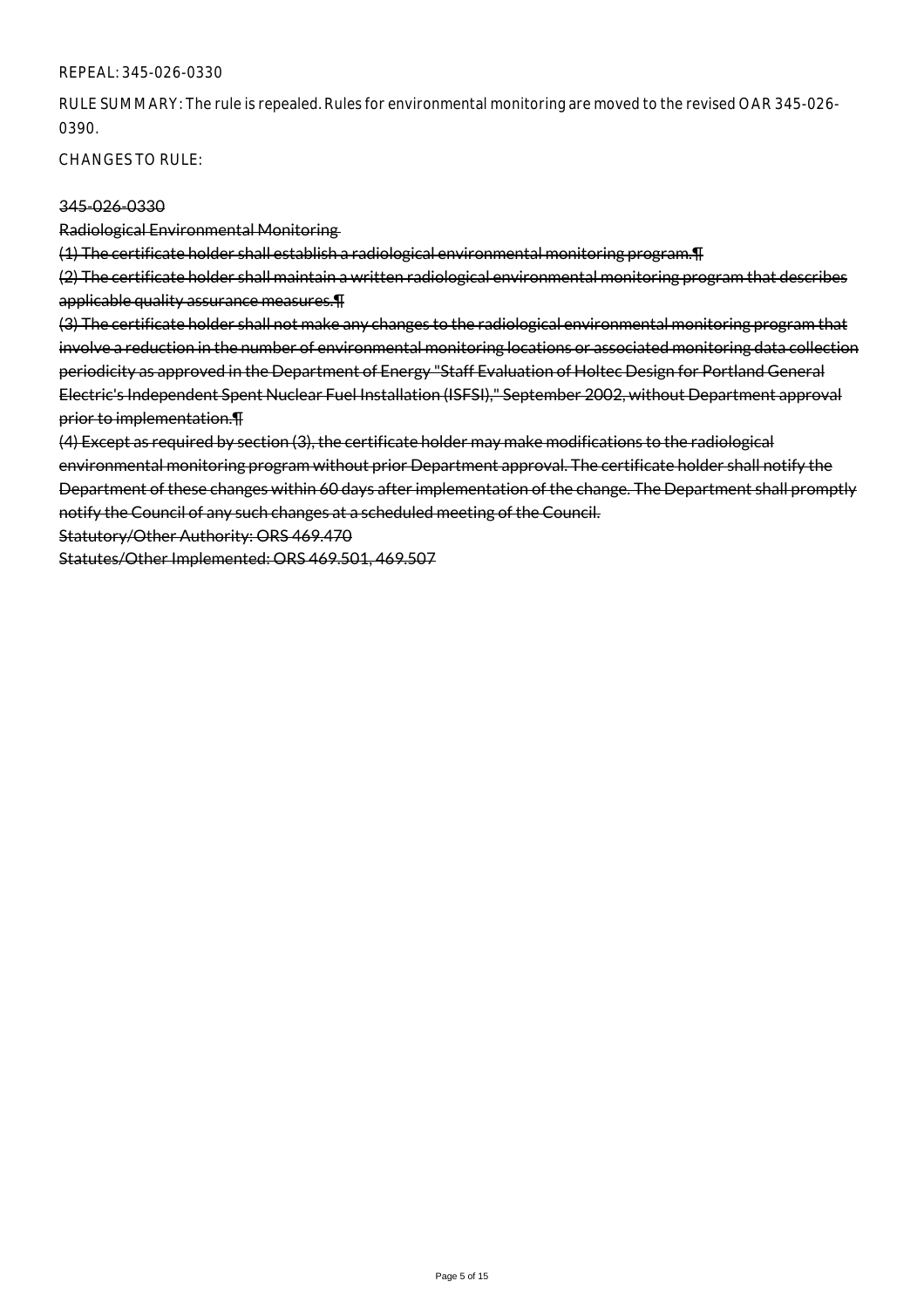REPEAL: 345-026-0330

RULE SUMMARY: The rule is repealed. Rules for environmental monitoring are moved to the revised OAR 345-026-0390.

CHANGES TO RULE:

~~345-026-0330~~

~~Radiological Environmental Monitoring~~

~~(1) The certificate holder shall establish a radiological environmental monitoring program.¶~~

~~(2) The certificate holder shall maintain a written radiological environmental monitoring program that describes applicable quality assurance measures.¶~~

~~(3) The certificate holder shall not make any changes to the radiological environmental monitoring program that involve a reduction in the number of environmental monitoring locations or associated monitoring data collection periodicity as approved in the Department of Energy "Staff Evaluation of Holtec Design for Portland General Electric's Independent Spent Nuclear Fuel Installation (ISFSI)," September 2002, without Department approval prior to implementation.¶~~

~~(4) Except as required by section (3), the certificate holder may make modifications to the radiological environmental monitoring program without prior Department approval. The certificate holder shall notify the Department of these changes within 60 days after implementation of the change. The Department shall promptly notify the Council of any such changes at a scheduled meeting of the Council.~~

~~Statutory/Other Authority: ORS 469.470~~

~~Statutes/Other Implemented: ORS 469.501, 469.507~~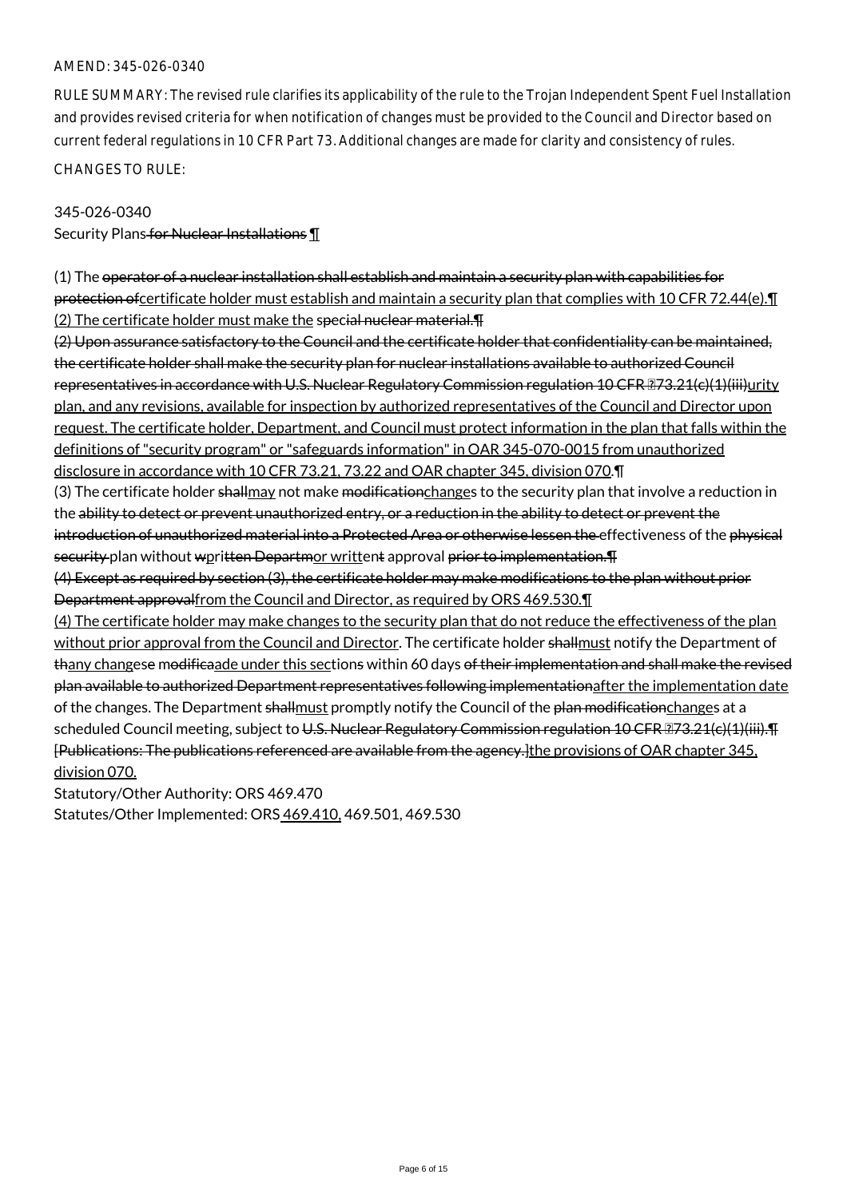AMEND: 345-026-0340

RULE SUMMARY: The revised rule clarifies its applicability of the rule to the Trojan Independent Spent Fuel Installation and provides revised criteria for when notification of changes must be provided to the Council and Director based on current federal regulations in 10 CFR Part 73. Additional changes are made for clarity and consistency of rules.

CHANGES TO RULE:

345-026-0340
Security Plans ~~for Nuclear Installations~~ ¶

(1) The ~~operator of a nuclear installation shall establish and maintain a security plan with capabilities for protection of~~certificate holder must establish and maintain a security plan that complies with 10 CFR 72.44(e).¶
(2) The certificate holder must make the s~~pecial nuclear material.¶~~
~~(2) Upon assurance satisfactory to the Council and the certificate holder that confidentiality can be maintained, the certificate holder shall make the security plan for nuclear installations available to authorized Council representatives in accordance with U.S. Nuclear Regulatory Commission regulation 10 CFR §73.21(c)(1)(iii)~~urity plan, and any revisions, available for inspection by authorized representatives of the Council and Director upon request. The certificate holder, Department, and Council must protect information in the plan that falls within the definitions of "security program" or "safeguards information" in OAR 345-070-0015 from unauthorized disclosure in accordance with 10 CFR 73.21, 73.22 and OAR chapter 345, division 070.¶
(3) The certificate holder ~~shall~~may not make ~~modification~~changes to the security plan that involve a reduction in the ~~ability to detect or prevent unauthorized entry, or a reduction in the ability to detect or prevent the introduction of unauthorized material into a Protected Area or otherwise lessen the~~ effectiveness of the ~~physical security~~ plan without ~~w~~pri~~tten Departm~~or writt~~en~~ approval ~~prior to implementation.¶~~
~~(4) Except as required by section (3), the certificate holder may make modifications to the plan without prior Department approval~~from the Council and Director, as required by ORS 469.530.¶
(4) The certificate holder may make changes to the security plan that do not reduce the effectiveness of the plan without prior approval from the Council and Director. The certificate holder ~~shall~~must notify the Department of ~~th~~any change~~se~~ m~~odifica~~ade under this sec~~tion~~s within 60 days ~~of their implementation and shall make the revised plan available to authorized Department representatives following implementation~~after the implementation date of the changes. The Department ~~shall~~must promptly notify the Council of the ~~plan modification~~changes at a scheduled Council meeting, subject to ~~U.S. Nuclear Regulatory Commission regulation 10 CFR §73.21(c)(1)(iii).¶~~
~~[Publications: The publications referenced are available from the agency.]~~the provisions of OAR chapter 345, division 070.

Statutory/Other Authority: ORS 469.470
Statutes/Other Implemented: ORS 469.410, 469.501, 469.530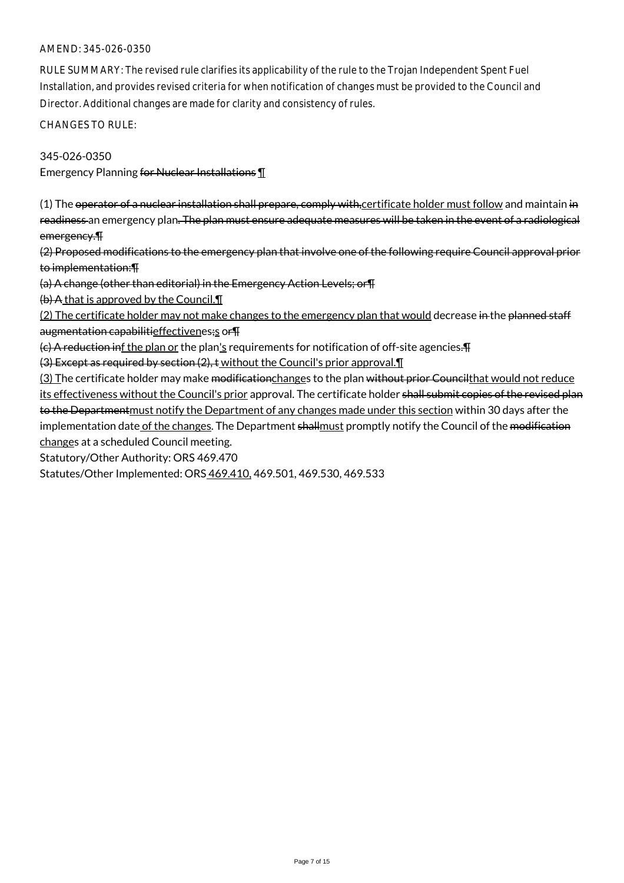AMEND: 345-026-0350

RULE SUMMARY: The revised rule clarifies its applicability of the rule to the Trojan Independent Spent Fuel Installation, and provides revised criteria for when notification of changes must be provided to the Council and Director. Additional changes are made for clarity and consistency of rules.

CHANGES TO RULE:

345-026-0350
Emergency Planning ~~for Nuclear Installations~~ <u>¶</u>

(1) The ~~operator of a nuclear installation shall prepare, comply with,~~<u>certificate holder must follow</u> and maintain ~~in readiness~~ an emergency plan~~. The plan must ensure adequate measures will be taken in the event of a radiological emergency.¶~~

~~(2) Proposed modifications to the emergency plan that involve one of the following require Council approval prior to implementation:¶~~

~~(a) A change (other than editorial) in the Emergency Action Levels; or¶~~

~~(b) A~~<u> that is approved by the Council.¶</u>

<u>(2) The certificate holder may not make changes to the emergency plan that would</u> decrease ~~in~~ the ~~planned staff augmentation capabiliti~~<u>effectiven</u>es~~;~~<u>s</u> ~~or¶~~

~~(c) A reduction in~~<u>f the plan or</u> the plan<u>'s</u> requirements for notification of off-site agencies~~.¶~~

~~(3) Except as required by section (2), t~~<u> without the Council's prior approval.¶</u>

<u>(3) T</u>he certificate holder may make ~~modification~~<u>change</u>s to the plan ~~without prior Council~~<u>that would not reduce its effectiveness without the Council's prior</u> approval. The certificate holder ~~shall submit copies of the revised plan to the Department~~<u>must notify the Department of any changes made under this section</u> within 30 days after the implementation date<u> of the changes</u>. The Department ~~shall~~<u>must</u> promptly notify the Council of the ~~modification~~<u>change</u>s at a scheduled Council meeting.

Statutory/Other Authority: ORS 469.470
Statutes/Other Implemented: ORS<u> 469.410,</u> 469.501, 469.530, 469.533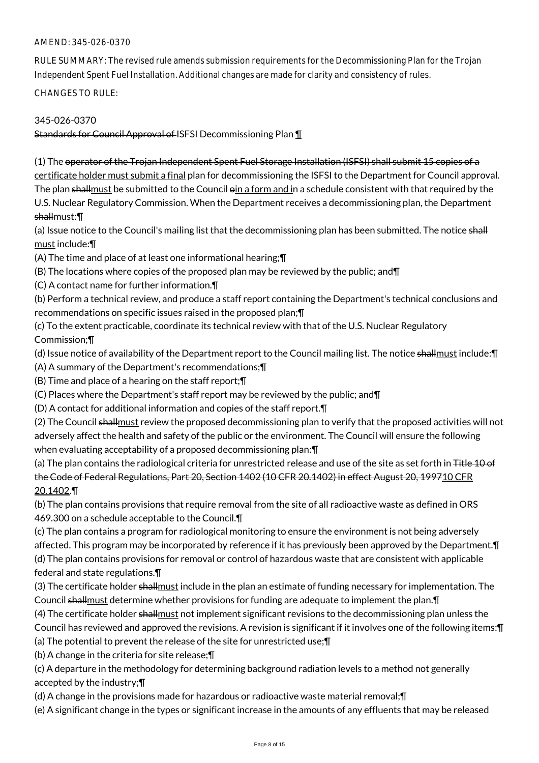AMEND: 345-026-0370

RULE SUMMARY: The revised rule amends submission requirements for the Decommissioning Plan for the Trojan Independent Spent Fuel Installation. Additional changes are made for clarity and consistency of rules.

CHANGES TO RULE:

345-026-0370
~~Standards for Council Approval of~~ ISFSI Decommissioning Plan ¶

(1) The ~~operator of the Trojan Independent Spent Fuel Storage Installation (ISFSI) shall submit 15 copies of a~~ certificate holder must submit a final plan for decommissioning the ISFSI to the Department for Council approval. The plan ~~shall~~must be submitted to the Council ~~o~~in a form and in a schedule consistent with that required by the U.S. Nuclear Regulatory Commission. When the Department receives a decommissioning plan, the Department ~~shall~~must:¶
(a) Issue notice to the Council's mailing list that the decommissioning plan has been submitted. The notice ~~shall~~ must include:¶
(A) The time and place of at least one informational hearing;¶
(B) The locations where copies of the proposed plan may be reviewed by the public; and¶
(C) A contact name for further information.¶
(b) Perform a technical review, and produce a staff report containing the Department's technical conclusions and recommendations on specific issues raised in the proposed plan;¶
(c) To the extent practicable, coordinate its technical review with that of the U.S. Nuclear Regulatory Commission;¶
(d) Issue notice of availability of the Department report to the Council mailing list. The notice ~~shall~~must include:¶
(A) A summary of the Department's recommendations;¶
(B) Time and place of a hearing on the staff report;¶
(C) Places where the Department's staff report may be reviewed by the public; and¶
(D) A contact for additional information and copies of the staff report.¶
(2) The Council ~~shall~~must review the proposed decommissioning plan to verify that the proposed activities will not adversely affect the health and safety of the public or the environment. The Council will ensure the following when evaluating acceptability of a proposed decommissioning plan:¶
(a) The plan contains the radiological criteria for unrestricted release and use of the site as set forth in ~~Title 10 of the Code of Federal Regulations, Part 20, Section 1402 (10 CFR 20.1402) in effect August 20, 1997~~10 CFR 20.1402.¶
(b) The plan contains provisions that require removal from the site of all radioactive waste as defined in ORS 469.300 on a schedule acceptable to the Council.¶
(c) The plan contains a program for radiological monitoring to ensure the environment is not being adversely affected. This program may be incorporated by reference if it has previously been approved by the Department.¶
(d) The plan contains provisions for removal or control of hazardous waste that are consistent with applicable federal and state regulations.¶
(3) The certificate holder ~~shall~~must include in the plan an estimate of funding necessary for implementation. The Council ~~shall~~must determine whether provisions for funding are adequate to implement the plan.¶
(4) The certificate holder ~~shall~~must not implement significant revisions to the decommissioning plan unless the Council has reviewed and approved the revisions. A revision is significant if it involves one of the following items:¶
(a) The potential to prevent the release of the site for unrestricted use;¶
(b) A change in the criteria for site release;¶
(c) A departure in the methodology for determining background radiation levels to a method not generally accepted by the industry;¶
(d) A change in the provisions made for hazardous or radioactive waste material removal;¶
(e) A significant change in the types or significant increase in the amounts of any effluents that may be released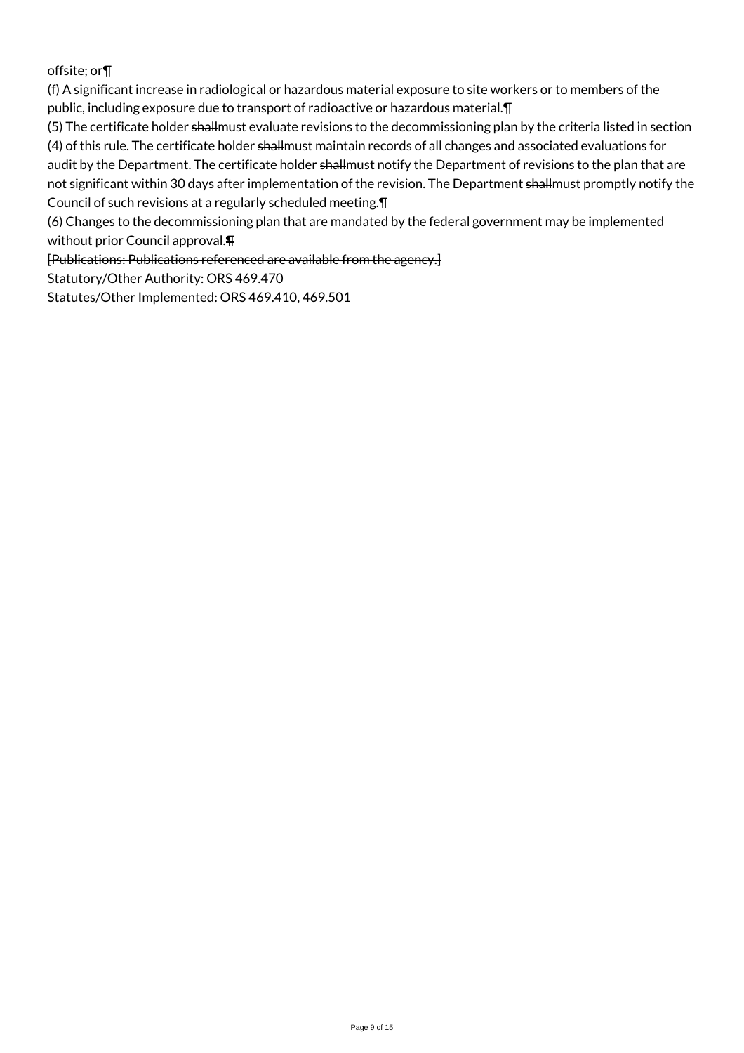offsite; or¶

(f) A significant increase in radiological or hazardous material exposure to site workers or to members of the public, including exposure due to transport of radioactive or hazardous material.¶

(5) The certificate holder ~~shall~~must evaluate revisions to the decommissioning plan by the criteria listed in section (4) of this rule. The certificate holder ~~shall~~must maintain records of all changes and associated evaluations for audit by the Department. The certificate holder ~~shall~~must notify the Department of revisions to the plan that are not significant within 30 days after implementation of the revision. The Department ~~shall~~must promptly notify the Council of such revisions at a regularly scheduled meeting.¶

(6) Changes to the decommissioning plan that are mandated by the federal government may be implemented without prior Council approval.¶

~~[Publications: Publications referenced are available from the agency.]~~

Statutory/Other Authority: ORS 469.470

Statutes/Other Implemented: ORS 469.410, 469.501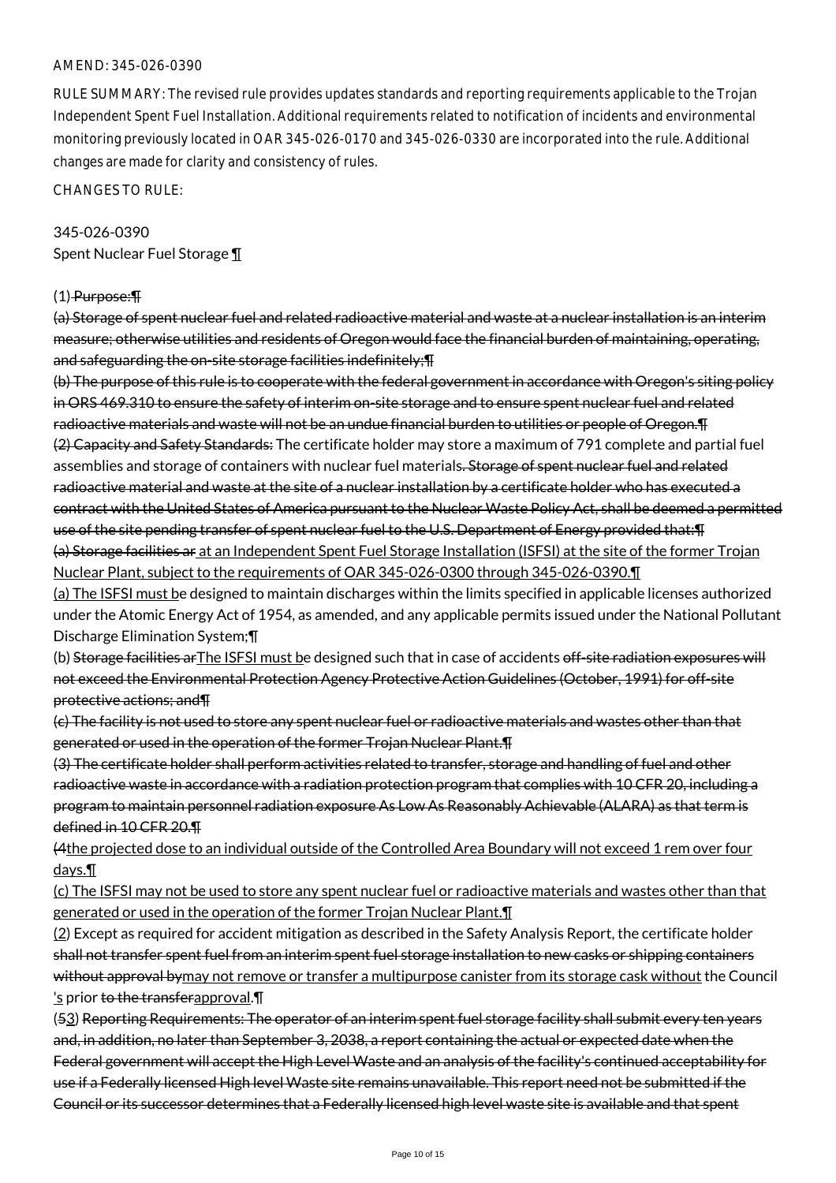AMEND: 345-026-0390

RULE SUMMARY: The revised rule provides updates standards and reporting requirements applicable to the Trojan Independent Spent Fuel Installation. Additional requirements related to notification of incidents and environmental monitoring previously located in OAR 345-026-0170 and 345-026-0330 are incorporated into the rule. Additional changes are made for clarity and consistency of rules.

CHANGES TO RULE:

345-026-0390
Spent Nuclear Fuel Storage ¶

(1)~~ Purpose:¶~~
~~(a) Storage of spent nuclear fuel and related radioactive material and waste at a nuclear installation is an interim measure; otherwise utilities and residents of Oregon would face the financial burden of maintaining, operating, and safeguarding the on-site storage facilities indefinitely;¶~~
~~(b) The purpose of this rule is to cooperate with the federal government in accordance with Oregon's siting policy in ORS 469.310 to ensure the safety of interim on-site storage and to ensure spent nuclear fuel and related radioactive materials and waste will not be an undue financial burden to utilities or people of Oregon.¶~~
~~(2) Capacity and Safety Standards:~~ The certificate holder may store a maximum of 791 complete and partial fuel assemblies and storage of containers with nuclear fuel material~~s. Storage of spent nuclear fuel and related radioactive material and waste at the site of a nuclear installation by a certificate holder who has executed a contract with the United States of America pursuant to the Nuclear Waste Policy Act, shall be deemed a permitted use of the site pending transfer of spent nuclear fuel to the U.S. Department of Energy provided that:¶~~
~~(a) Storage facilities ar~~<u> at an Independent Spent Fuel Storage Installation (ISFSI) at the site of the former Trojan Nuclear Plant, subject to the requirements of OAR 345-026-0300 through 345-026-0390.¶</u>
<u>(a) The ISFSI must b</u>e designed to maintain discharges within the limits specified in applicable licenses authorized under the Atomic Energy Act of 1954, as amended, and any applicable permits issued under the National Pollutant Discharge Elimination System;¶
(b) ~~Storage facilities ar~~<u>The ISFSI must b</u>e designed such that in case of accidents ~~off-site radiation exposures will not exceed the Environmental Protection Agency Protective Action Guidelines (October, 1991) for off-site protective actions; and¶~~
~~(c) The facility is not used to store any spent nuclear fuel or radioactive materials and wastes other than that generated or used in the operation of the former Trojan Nuclear Plant.¶~~
~~(3) The certificate holder shall perform activities related to transfer, storage and handling of fuel and other radioactive waste in accordance with a radiation protection program that complies with 10 CFR 20, including a program to maintain personnel radiation exposure As Low As Reasonably Achievable (ALARA) as that term is defined in 10 CFR 20.¶~~
~~(4~~<u>the projected dose to an individual outside of the Controlled Area Boundary will not exceed 1 rem over four days.¶</u>
<u>(c) The ISFSI may not be used to store any spent nuclear fuel or radioactive materials and wastes other than that generated or used in the operation of the former Trojan Nuclear Plant.¶</u>
(<u>2</u>) Except as required for accident mitigation as described in the Safety Analysis Report, the certificate holder ~~shall not transfer spent fuel from an interim spent fuel storage installation to new casks or shipping containers without approval by~~<u>may not remove or transfer a multipurpose canister from its storage cask without</u> the Council<u>'s</u> prior ~~to the transfer~~<u>approval</u>.¶
(~~5~~<u>3</u>) ~~Reporting Requirements: The operator of an interim spent fuel storage facility shall submit every ten years and, in addition, no later than September 3, 2038, a report containing the actual or expected date when the Federal government will accept the High Level Waste and an analysis of the facility's continued acceptability for use if a Federally licensed High level Waste site remains unavailable. This report need not be submitted if the Council or its successor determines that a Federally licensed high level waste site is available and that spent~~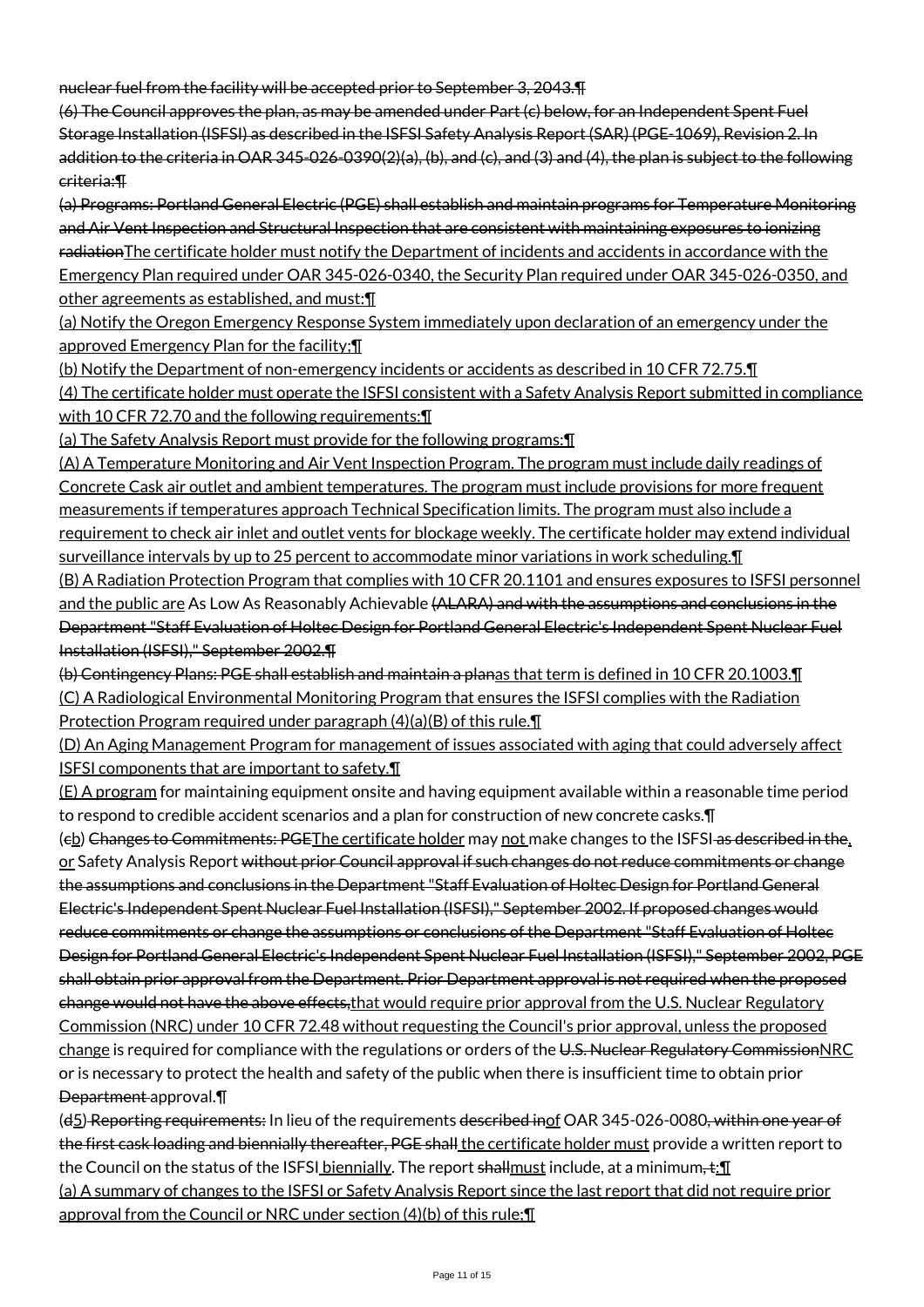nuclear fuel from the facility will be accepted prior to September 3, 2043.¶

(6) The Council approves the plan, as may be amended under Part (c) below, for an Independent Spent Fuel Storage Installation (ISFSI) as described in the ISFSI Safety Analysis Report (SAR) (PGE-1069), Revision 2. In addition to the criteria in OAR 345-026-0390(2)(a), (b), and (c), and (3) and (4), the plan is subject to the following criteria:¶

(a) Programs: Portland General Electric (PGE) shall establish and maintain programs for Temperature Monitoring and Air Vent Inspection and Structural Inspection that are consistent with maintaining exposures to ionizing radiationThe certificate holder must notify the Department of incidents and accidents in accordance with the Emergency Plan required under OAR 345-026-0340, the Security Plan required under OAR 345-026-0350, and other agreements as established, and must:¶

(a) Notify the Oregon Emergency Response System immediately upon declaration of an emergency under the approved Emergency Plan for the facility;¶

(b) Notify the Department of non-emergency incidents or accidents as described in 10 CFR 72.75.¶

(4) The certificate holder must operate the ISFSI consistent with a Safety Analysis Report submitted in compliance with 10 CFR 72.70 and the following requirements:¶

(a) The Safety Analysis Report must provide for the following programs:¶

(A) A Temperature Monitoring and Air Vent Inspection Program. The program must include daily readings of Concrete Cask air outlet and ambient temperatures. The program must include provisions for more frequent measurements if temperatures approach Technical Specification limits. The program must also include a requirement to check air inlet and outlet vents for blockage weekly. The certificate holder may extend individual surveillance intervals by up to 25 percent to accommodate minor variations in work scheduling.¶

(B) A Radiation Protection Program that complies with 10 CFR 20.1101 and ensures exposures to ISFSI personnel and the public are As Low As Reasonably Achievable (ALARA) and with the assumptions and conclusions in the Department "Staff Evaluation of Holtec Design for Portland General Electric's Independent Spent Nuclear Fuel Installation (ISFSI)," September 2002.¶

(b) Contingency Plans: PGE shall establish and maintain a planas that term is defined in 10 CFR 20.1003.¶

(C) A Radiological Environmental Monitoring Program that ensures the ISFSI complies with the Radiation Protection Program required under paragraph (4)(a)(B) of this rule.¶

(D) An Aging Management Program for management of issues associated with aging that could adversely affect ISFSI components that are important to safety.¶

(E) A program for maintaining equipment onsite and having equipment available within a reasonable time period to respond to credible accident scenarios and a plan for construction of new concrete casks.¶

(cb) Changes to Commitments: PGEThe certificate holder may not make changes to the ISFSI as described in the, or Safety Analysis Report without prior Council approval if such changes do not reduce commitments or change the assumptions and conclusions in the Department "Staff Evaluation of Holtec Design for Portland General Electric's Independent Spent Nuclear Fuel Installation (ISFSI)," September 2002. If proposed changes would reduce commitments or change the assumptions or conclusions of the Department "Staff Evaluation of Holtec Design for Portland General Electric's Independent Spent Nuclear Fuel Installation (ISFSI)," September 2002, PGE shall obtain prior approval from the Department. Prior Department approval is not required when the proposed change would not have the above effects,that would require prior approval from the U.S. Nuclear Regulatory Commission (NRC) under 10 CFR 72.48 without requesting the Council's prior approval, unless the proposed change is required for compliance with the regulations or orders of the U.S. Nuclear Regulatory CommissionNRC or is necessary to protect the health and safety of the public when there is insufficient time to obtain prior Department approval.¶

(d5) Reporting requirements: In lieu of the requirements described inof OAR 345-026-0080, within one year of the first cask loading and biennially thereafter, PGE shall the certificate holder must provide a written report to the Council on the status of the ISFSI biennially. The report shallmust include, at a minimum, t:¶

(a) A summary of changes to the ISFSI or Safety Analysis Report since the last report that did not require prior approval from the Council or NRC under section (4)(b) of this rule;¶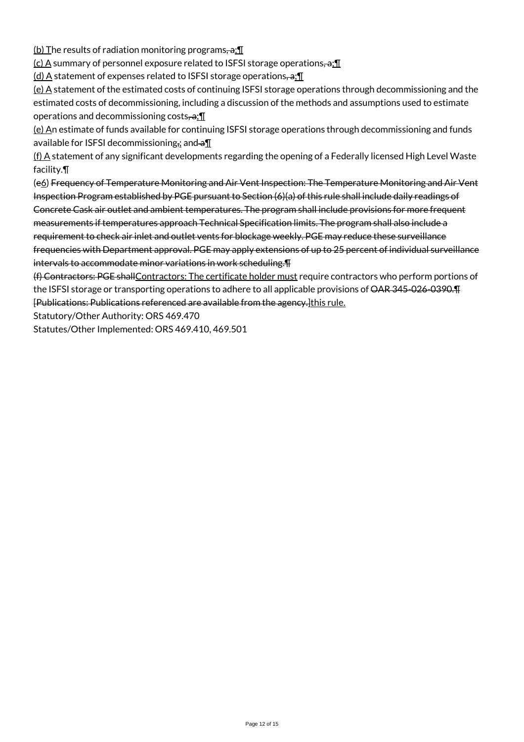(b) The results of radiation monitoring programs, a;¶

(c) A summary of personnel exposure related to ISFSI storage operations, a;¶

(d) A statement of expenses related to ISFSI storage operations, a;¶

(e) A statement of the estimated costs of continuing ISFSI storage operations through decommissioning and the estimated costs of decommissioning, including a discussion of the methods and assumptions used to estimate operations and decommissioning costs, a;¶

(e) An estimate of funds available for continuing ISFSI storage operations through decommissioning and funds available for ISFSI decommissioning,; and a¶

(f) A statement of any significant developments regarding the opening of a Federally licensed High Level Waste facility.¶

(e6) Frequency of Temperature Monitoring and Air Vent Inspection: The Temperature Monitoring and Air Vent Inspection Program established by PGE pursuant to Section (6)(a) of this rule shall include daily readings of Concrete Cask air outlet and ambient temperatures. The program shall include provisions for more frequent measurements if temperatures approach Technical Specification limits. The program shall also include a requirement to check air inlet and outlet vents for blockage weekly. PGE may reduce these surveillance frequencies with Department approval. PGE may apply extensions of up to 25 percent of individual surveillance intervals to accommodate minor variations in work scheduling.¶

(f) Contractors: PGE shallContractors: The certificate holder must require contractors who perform portions of the ISFSI storage or transporting operations to adhere to all applicable provisions of OAR 345-026-0390.¶
[Publications: Publications referenced are available from the agency.]this rule.

Statutory/Other Authority: ORS 469.470

Statutes/Other Implemented: ORS 469.410, 469.501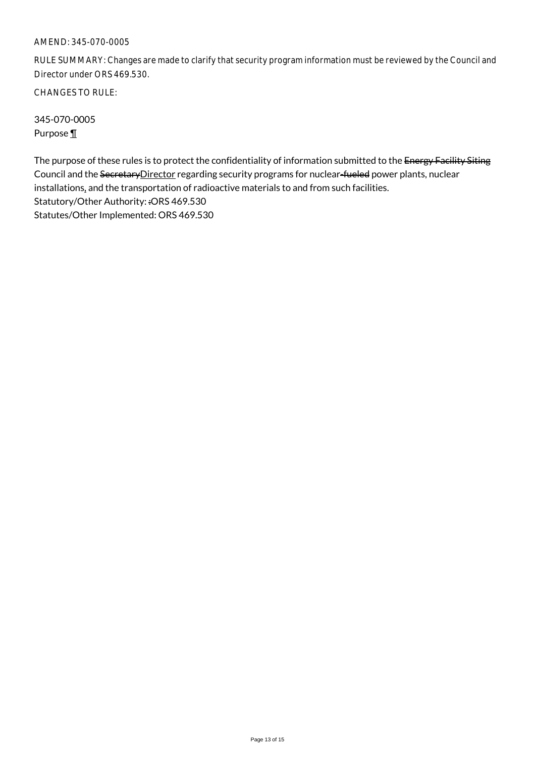AMEND: 345-070-0005

RULE SUMMARY: Changes are made to clarify that security program information must be reviewed by the Council and Director under ORS 469.530.

CHANGES TO RULE:

345-070-0005
Purpose ¶

The purpose of these rules is to protect the confidentiality of information submitted to the ~~Energy Facility Siting~~ Council and the ~~Secretary~~Director regarding security programs for nuclear~~-fueled~~ power plants, nuclear installations, and the transportation of radioactive materials to and from such facilities.
Statutory/Other Authority: ~~:~~ORS 469.530
Statutes/Other Implemented: ORS 469.530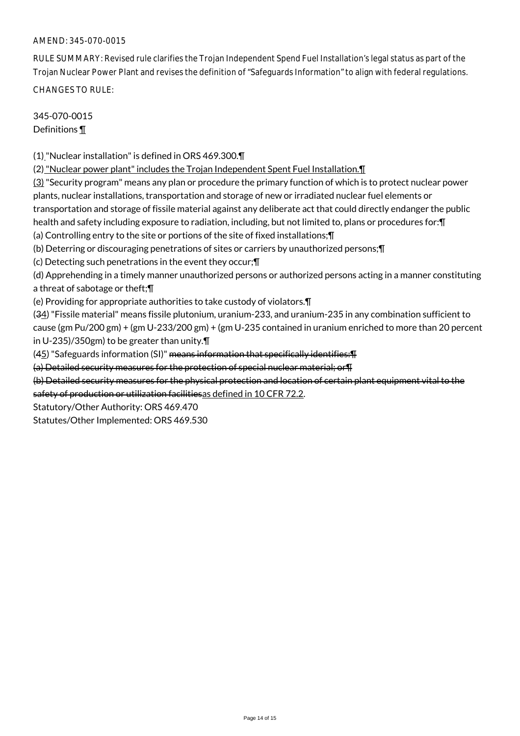AMEND: 345-070-0015

RULE SUMMARY: Revised rule clarifies the Trojan Independent Spend Fuel Installation's legal status as part of the Trojan Nuclear Power Plant and revises the definition of "Safeguards Information" to align with federal regulations.

CHANGES TO RULE:

345-070-0015
Definitions ¶

(1) "Nuclear installation" is defined in ORS 469.300.¶
(2) "Nuclear power plant" includes the Trojan Independent Spent Fuel Installation.¶
(3) "Security program" means any plan or procedure the primary function of which is to protect nuclear power plants, nuclear installations, transportation and storage of new or irradiated nuclear fuel elements or transportation and storage of fissile material against any deliberate act that could directly endanger the public health and safety including exposure to radiation, including, but not limited to, plans or procedures for:¶
(a) Controlling entry to the site or portions of the site of fixed installations;¶
(b) Deterring or discouraging penetrations of sites or carriers by unauthorized persons;¶
(c) Detecting such penetrations in the event they occur;¶
(d) Apprehending in a timely manner unauthorized persons or authorized persons acting in a manner constituting a threat of sabotage or theft;¶
(e) Providing for appropriate authorities to take custody of violators.¶
(34) "Fissile material" means fissile plutonium, uranium-233, and uranium-235 in any combination sufficient to cause (gm Pu/200 gm) + (gm U-233/200 gm) + (gm U-235 contained in uranium enriched to more than 20 percent in U-235)/350gm) to be greater than unity.¶
(45) "Safeguards information (SI)" ~~means information that specifically identifies:¶~~
~~(a) Detailed security measures for the protection of special nuclear material; or¶~~
~~(b) Detailed security measures for the physical protection and location of certain plant equipment vital to the safety of production or utilization facilities~~as defined in 10 CFR 72.2.

Statutory/Other Authority: ORS 469.470
Statutes/Other Implemented: ORS 469.530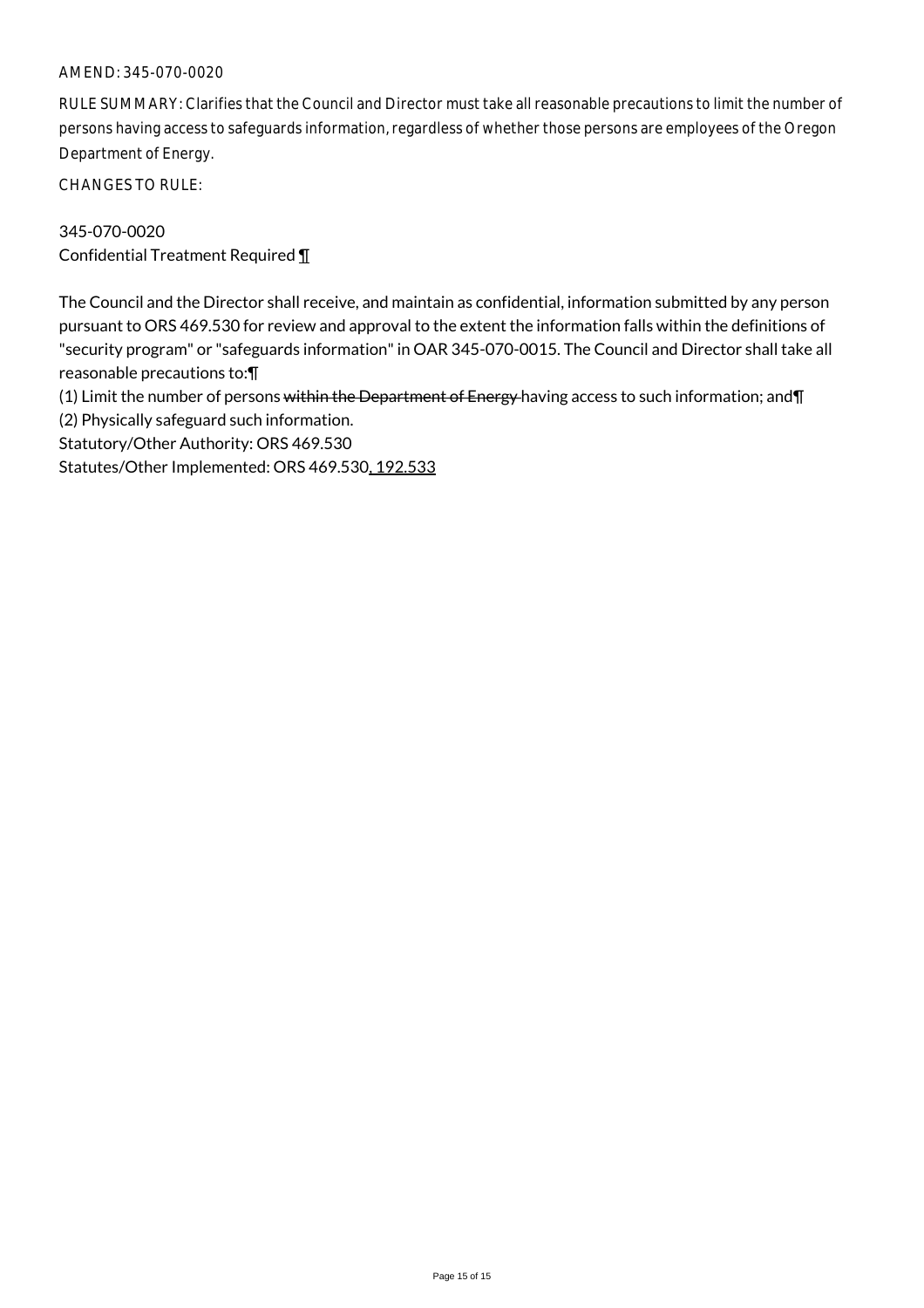AMEND: 345-070-0020

RULE SUMMARY: Clarifies that the Council and Director must take all reasonable precautions to limit the number of persons having access to safeguards information, regardless of whether those persons are employees of the Oregon Department of Energy.

CHANGES TO RULE:

345-070-0020
Confidential Treatment Required ¶

The Council and the Director shall receive, and maintain as confidential, information submitted by any person pursuant to ORS 469.530 for review and approval to the extent the information falls within the definitions of "security program" or "safeguards information" in OAR 345-070-0015. The Council and Director shall take all reasonable precautions to:¶

(1) Limit the number of persons ~~within the Department of Energy~~ having access to such information; and¶

(2) Physically safeguard such information.

Statutory/Other Authority: ORS 469.530

Statutes/Other Implemented: ORS 469.530<u>, 192.533</u>